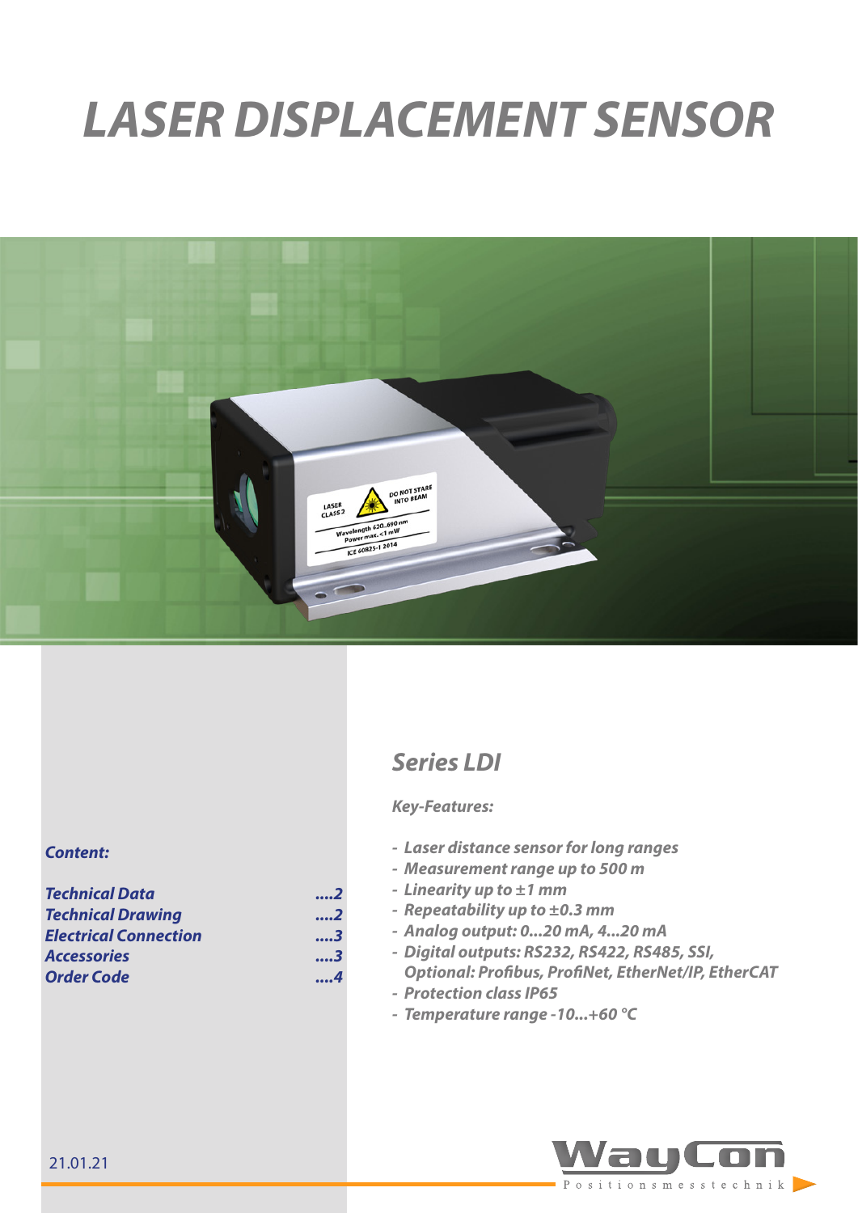# LASER DISPLACEMENT SENSOR

## Series LDI

***Key-Features:***

- *Laser distance sensor for long ranges*
- *Measurement range up to 500 m*
- *Linearity up to ±1 mm*
- *Repeatability up to ±0.3 mm*
- *Analog output: 0...20 mA, 4...20 mA*
- *Digital outputs: RS232, RS422, RS485, SSI, Optional: Profibus, ProfiNet, EtherNet/IP, EtherCAT*
- *Protection class IP65*
- *Temperature range -10...+60 °C*

***Content:***

| | |
|---|---|
| *Technical Data* | *....2* |
| *Technical Drawing* | *....2* |
| *Electrical Connection* | *....3* |
| *Accessories* | *....3* |
| *Order Code* | *....4* |

21.01.21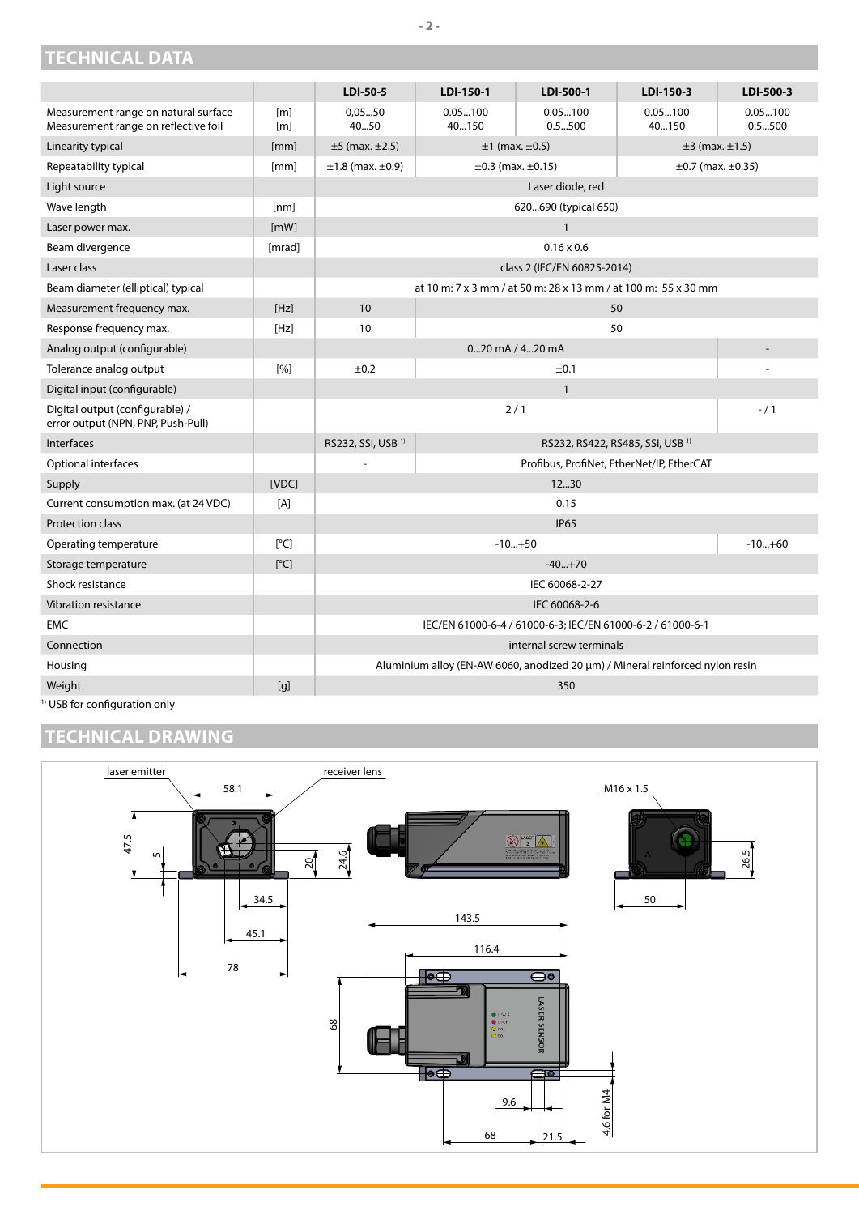## TECHNICAL DATA

| | | LDI-50-5 | LDI-150-1 | LDI-500-1 | LDI-150-3 | LDI-500-3 |
|---|---|---|---|---|---|---|
| Measurement range on natural surface<br>Measurement range on reflective foil | [m]<br>[m] | 0,05...50<br>40...50 | 0.05...100<br>40...150 | 0.05...100<br>0.5...500 | 0.05...100<br>40...150 | 0.05...100<br>0.5...500 |
| Linearity typical | [mm] | ±5 (max. ±2.5) | ±1 (max. ±0.5) | | ±3 (max. ±1.5) | |
| Repeatability typical | [mm] | ±1.8 (max. ±0.9) | ±0.3 (max. ±0.15) | | ±0.7 (max. ±0.35) | |
| Light source | | Laser diode, red | | | | |
| Wave length | [nm] | 620...690 (typical 650) | | | | |
| Laser power max. | [mW] | 1 | | | | |
| Beam divergence | [mrad] | 0.16 x 0.6 | | | | |
| Laser class | | class 2 (IEC/EN 60825-2014) | | | | |
| Beam diameter (elliptical) typical | | at 10 m: 7 x 3 mm / at 50 m: 28 x 13 mm / at 100 m: 55 x 30 mm | | | | |
| Measurement frequency max. | [Hz] | 10 | 50 | | | |
| Response frequency max. | [Hz] | 10 | 50 | | | |
| Analog output (configurable) | | 0...20 mA / 4...20 mA | | | | - |
| Tolerance analog output | [%] | ±0.2 | ±0.1 | | | - |
| Digital input (configurable) | | 1 | | | | |
| Digital output (configurable) /<br>error output (NPN, PNP, Push-Pull) | | 2 / 1 | | | | - / 1 |
| Interfaces | | RS232, SSI, USB [1] | RS232, RS422, RS485, SSI, USB [1] | | | |
| Optional interfaces | | - | Profibus, ProfiNet, EtherNet/IP, EtherCAT | | | |
| Supply | [VDC] | 12...30 | | | | |
| Current consumption max. (at 24 VDC) | [A] | 0.15 | | | | |
| Protection class | | IP65 | | | | |
| Operating temperature | [°C] | -10...+50 | | | | -10...+60 |
| Storage temperature | [°C] | -40...+70 | | | | |
| Shock resistance | | IEC 60068-2-27 | | | | |
| Vibration resistance | | IEC 60068-2-6 | | | | |
| EMC | | IEC/EN 61000-6-4 / 61000-6-3; IEC/EN 61000-6-2 / 61000-6-1 | | | | |
| Connection | | internal screw terminals | | | | |
| Housing | | Aluminium alloy (EN-AW 6060, anodized 20 µm) / Mineral reinforced nylon resin | | | | |
| Weight | [g] | 350 | | | | |

[1] USB for configuration only

## TECHNICAL DRAWING

laser emitter, receiver lens, M16 x 1.5

58.1, 47.5, 5, 20, 24.6, 34.5, 45.1, 78, 26.5, 50, 143.5, 116.4, 68, 9.6, 68, 21.5, 4.6 for M4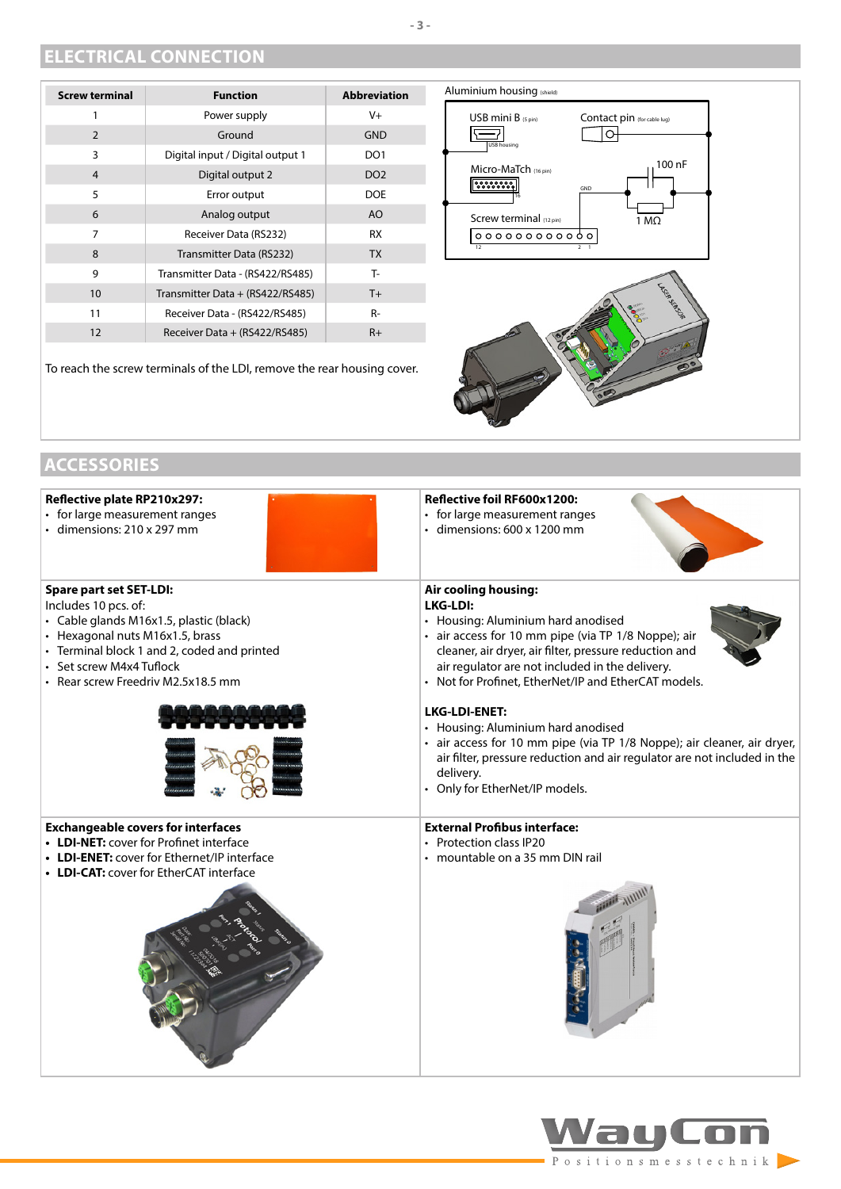## ELECTRICAL CONNECTION

| Screw terminal | Function | Abbreviation |
|---|---|---|
| 1 | Power supply | V+ |
| 2 | Ground | GND |
| 3 | Digital input / Digital output 1 | DO1 |
| 4 | Digital output 2 | DO2 |
| 5 | Error output | DOE |
| 6 | Analog output | AO |
| 7 | Receiver Data (RS232) | RX |
| 8 | Transmitter Data (RS232) | TX |
| 9 | Transmitter Data - (RS422/RS485) | T- |
| 10 | Transmitter Data + (RS422/RS485) | T+ |
| 11 | Receiver Data - (RS422/RS485) | R- |
| 12 | Receiver Data + (RS422/RS485) | R+ |

To reach the screw terminals of the LDI, remove the rear housing cover.

Aluminium housing (shield)

USB mini B (5 pin) — USB housing

Contact pin (for cable lug)

Micro-MaTch (16 pin)

100 nF

GND

1 MΩ

Screw terminal (12 pin)

## ACCESSORIES

**Reflective plate RP210x297:**
- for large measurement ranges
- dimensions: 210 x 297 mm

**Reflective foil RF600x1200:**
- for large measurement ranges
- dimensions: 600 x 1200 mm

**Spare part set SET-LDI:**
Includes 10 pcs. of:
- Cable glands M16x1.5, plastic (black)
- Hexagonal nuts M16x1.5, brass
- Terminal block 1 and 2, coded and printed
- Set screw M4x4 Tuflock
- Rear screw Freedriv M2.5x18.5 mm

**Air cooling housing:**

**LKG-LDI:**
- Housing: Aluminium hard anodised
- air access for 10 mm pipe (via TP 1/8 Noppe); air cleaner, air dryer, air filter, pressure reduction and air regulator are not included in the delivery.
- Not for Profinet, EtherNet/IP and EtherCAT models.

**LKG-LDI-ENET:**
- Housing: Aluminium hard anodised
- air access for 10 mm pipe (via TP 1/8 Noppe); air cleaner, air dryer, air filter, pressure reduction and air regulator are not included in the delivery.
- Only for EtherNet/IP models.

**Exchangeable covers for interfaces**
- **LDI-NET:** cover for Profinet interface
- **LDI-ENET:** cover for Ethernet/IP interface
- **LDI-CAT:** cover for EtherCAT interface

**External Profibus interface:**
- Protection class IP20
- mountable on a 35 mm DIN rail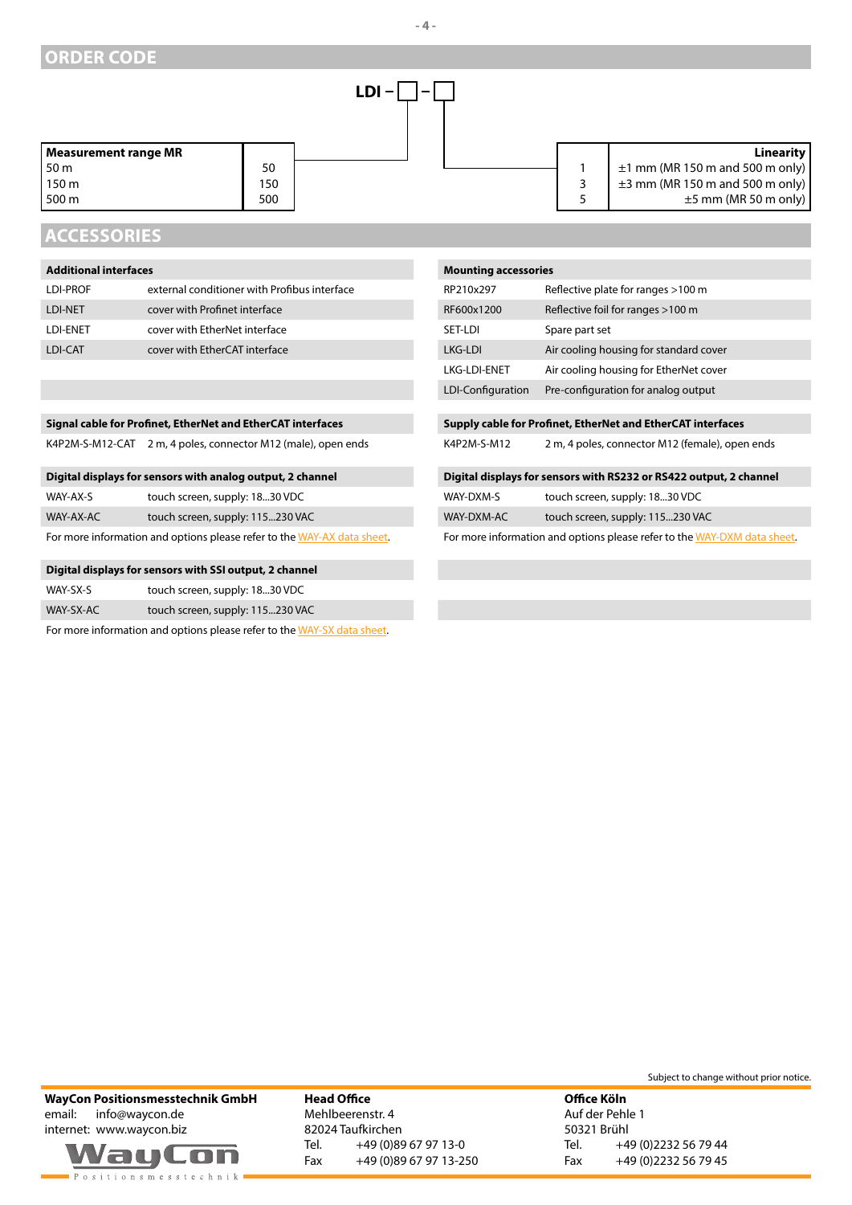## ORDER CODE

**LDI – □ – □**

| **Measurement range MR** | |
|---|---|
| 50 m | 50 |
| 150 m | 150 |
| 500 m | 500 |

| | **Linearity** |
|---|---|
| 1 | ±1 mm (MR 150 m and 500 m only) |
| 3 | ±3 mm (MR 150 m and 500 m only) |
| 5 | ±5 mm (MR 50 m only) |

## ACCESSORIES

| **Additional interfaces** | |
|---|---|
| LDI-PROF | external conditioner with Profibus interface |
| LDI-NET | cover with Profinet interface |
| LDI-ENET | cover with EtherNet interface |
| LDI-CAT | cover with EtherCAT interface |

| **Mounting accessories** | |
|---|---|
| RP210x297 | Reflective plate for ranges >100 m |
| RF600x1200 | Reflective foil for ranges >100 m |
| SET-LDI | Spare part set |
| LKG-LDI | Air cooling housing for standard cover |
| LKG-LDI-ENET | Air cooling housing for EtherNet cover |
| LDI-Configuration | Pre-configuration for analog output |

| **Signal cable for Profinet, EtherNet and EtherCAT interfaces** | |
|---|---|
| K4P2M-S-M12-CAT | 2 m, 4 poles, connector M12 (male), open ends |

| **Supply cable for Profinet, EtherNet and EtherCAT interfaces** | |
|---|---|
| K4P2M-S-M12 | 2 m, 4 poles, connector M12 (female), open ends |

| **Digital displays for sensors with analog output, 2 channel** | |
|---|---|
| WAY-AX-S | touch screen, supply: 18...30 VDC |
| WAY-AX-AC | touch screen, supply: 115...230 VAC |

For more information and options please refer to the WAY-AX data sheet.

| **Digital displays for sensors with RS232 or RS422 output, 2 channel** | |
|---|---|
| WAY-DXM-S | touch screen, supply: 18...30 VDC |
| WAY-DXM-AC | touch screen, supply: 115...230 VAC |

For more information and options please refer to the WAY-DXM data sheet.

| **Digital displays for sensors with SSI output, 2 channel** | |
|---|---|
| WAY-SX-S | touch screen, supply: 18...30 VDC |
| WAY-SX-AC | touch screen, supply: 115...230 VAC |

For more information and options please refer to the WAY-SX data sheet.

Subject to change without prior notice.

**WayCon Positionsmesstechnik GmbH**
email: info@waycon.de
internet: www.waycon.biz

**Head Office**
Mehlbeerenstr. 4
82024 Taufkirchen
Tel. +49 (0)89 67 97 13-0
Fax +49 (0)89 67 97 13-250

**Office Köln**
Auf der Pehle 1
50321 Brühl
Tel. +49 (0)2232 56 79 44
Fax +49 (0)2232 56 79 45